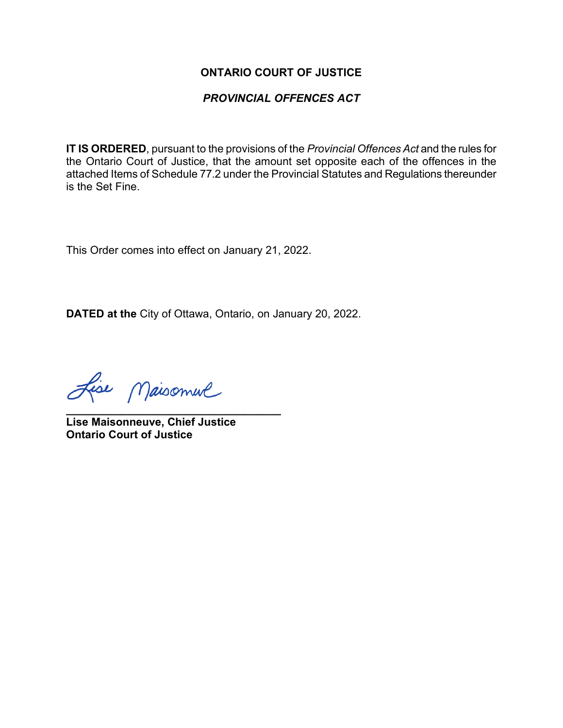# ONTARIO COURT OF JUSTICE

## *PROVINCIAL OFFENCES ACT*

**IT IS ORDERED**, pursuant to the provisions of the *Provincial Offences Act* and the rules for the Ontario Court of Justice, that the amount set opposite each of the offences in the attached Items of Schedule 77.2 under the Provincial Statutes and Regulations thereunder is the Set Fine.

This Order comes into effect on January 21, 2022.

**DATED at the** City of Ottawa, Ontario, on January 20, 2022.

Lise Maisonneuve

**Lise Maisonneuve, Chief Justice**
**Ontario Court of Justice**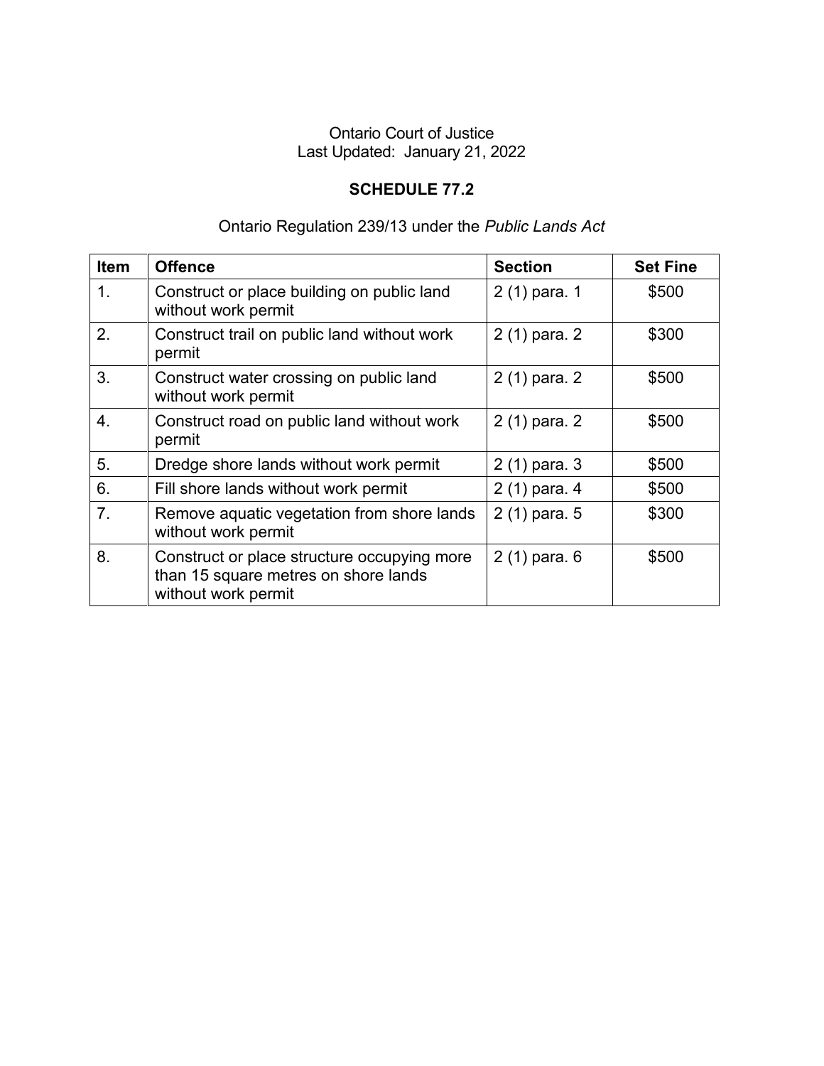Ontario Court of Justice
Last Updated: January 21, 2022

## SCHEDULE 77.2

Ontario Regulation 239/13 under the *Public Lands Act*

| Item | Offence | Section | Set Fine |
|---|---|---|---|
| 1. | Construct or place building on public land without work permit | 2 (1) para. 1 | $500 |
| 2. | Construct trail on public land without work permit | 2 (1) para. 2 | $300 |
| 3. | Construct water crossing on public land without work permit | 2 (1) para. 2 | $500 |
| 4. | Construct road on public land without work permit | 2 (1) para. 2 | $500 |
| 5. | Dredge shore lands without work permit | 2 (1) para. 3 | $500 |
| 6. | Fill shore lands without work permit | 2 (1) para. 4 | $500 |
| 7. | Remove aquatic vegetation from shore lands without work permit | 2 (1) para. 5 | $300 |
| 8. | Construct or place structure occupying more than 15 square metres on shore lands without work permit | 2 (1) para. 6 | $500 |